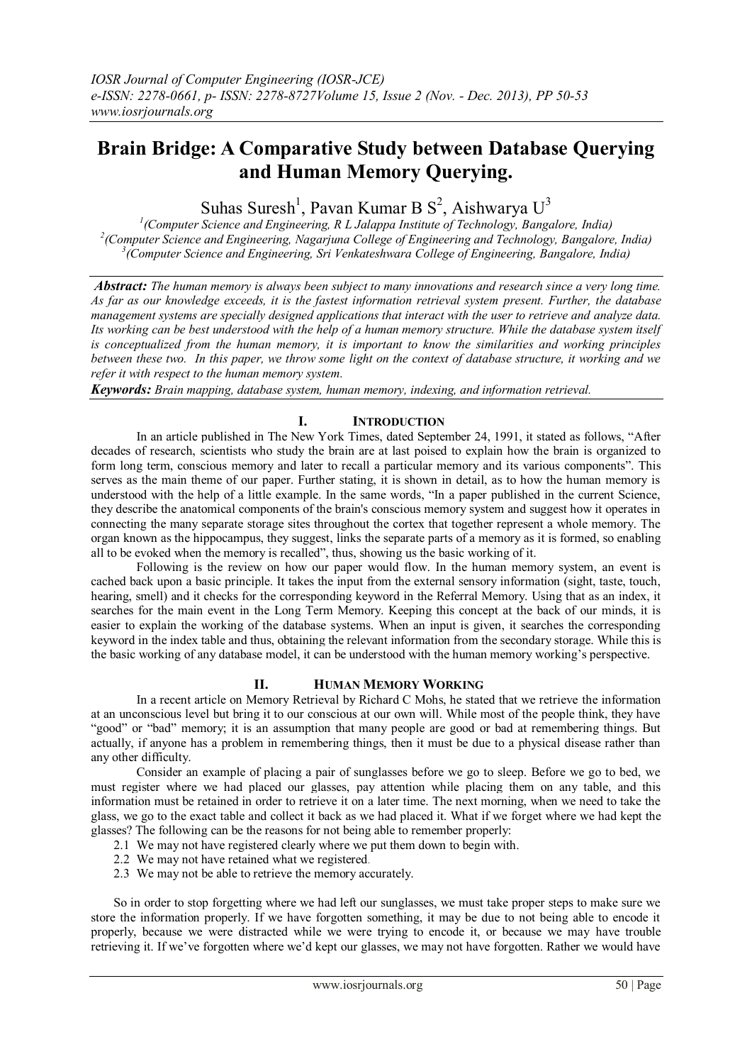# Brain Bridge: A Comparative Study between Database Querying and Human Memory Querying.

Suhas Suresh[1], Pavan Kumar B S[2], Aishwarya U[3]

[1](Computer Science and Engineering, R L Jalappa Institute of Technology, Bangalore, India)
[2](Computer Science and Engineering, Nagarjuna College of Engineering and Technology, Bangalore, India)
[3](Computer Science and Engineering, Sri Venkateshwara College of Engineering, Bangalore, India)

***Abstract:*** *The human memory is always been subject to many innovations and research since a very long time. As far as our knowledge exceeds, it is the fastest information retrieval system present. Further, the database management systems are specially designed applications that interact with the user to retrieve and analyze data. Its working can be best understood with the help of a human memory structure. While the database system itself is conceptualized from the human memory, it is important to know the similarities and working principles between these two. In this paper, we throw some light on the context of database structure, it working and we refer it with respect to the human memory system.*

***Keywords:*** *Brain mapping, database system, human memory, indexing, and information retrieval.*

## I. Introduction

In an article published in The New York Times, dated September 24, 1991, it stated as follows, "After decades of research, scientists who study the brain are at last poised to explain how the brain is organized to form long term, conscious memory and later to recall a particular memory and its various components". This serves as the main theme of our paper. Further stating, it is shown in detail, as to how the human memory is understood with the help of a little example. In the same words, "In a paper published in the current Science, they describe the anatomical components of the brain's conscious memory system and suggest how it operates in connecting the many separate storage sites throughout the cortex that together represent a whole memory. The organ known as the hippocampus, they suggest, links the separate parts of a memory as it is formed, so enabling all to be evoked when the memory is recalled", thus, showing us the basic working of it.

Following is the review on how our paper would flow. In the human memory system, an event is cached back upon a basic principle. It takes the input from the external sensory information (sight, taste, touch, hearing, smell) and it checks for the corresponding keyword in the Referral Memory. Using that as an index, it searches for the main event in the Long Term Memory. Keeping this concept at the back of our minds, it is easier to explain the working of the database systems. When an input is given, it searches the corresponding keyword in the index table and thus, obtaining the relevant information from the secondary storage. While this is the basic working of any database model, it can be understood with the human memory working's perspective.

## II. Human Memory Working

In a recent article on Memory Retrieval by Richard C Mohs, he stated that we retrieve the information at an unconscious level but bring it to our conscious at our own will. While most of the people think, they have "good" or "bad" memory; it is an assumption that many people are good or bad at remembering things. But actually, if anyone has a problem in remembering things, then it must be due to a physical disease rather than any other difficulty.

Consider an example of placing a pair of sunglasses before we go to sleep. Before we go to bed, we must register where we had placed our glasses, pay attention while placing them on any table, and this information must be retained in order to retrieve it on a later time. The next morning, when we need to take the glass, we go to the exact table and collect it back as we had placed it. What if we forget where we had kept the glasses? The following can be the reasons for not being able to remember properly:

2.1 We may not have registered clearly where we put them down to begin with.
2.2 We may not have retained what we registered.
2.3 We may not be able to retrieve the memory accurately.

So in order to stop forgetting where we had left our sunglasses, we must take proper steps to make sure we store the information properly. If we have forgotten something, it may be due to not being able to encode it properly, because we were distracted while we were trying to encode it, or because we may have trouble retrieving it. If we've forgotten where we'd kept our glasses, we may not have forgotten. Rather we would have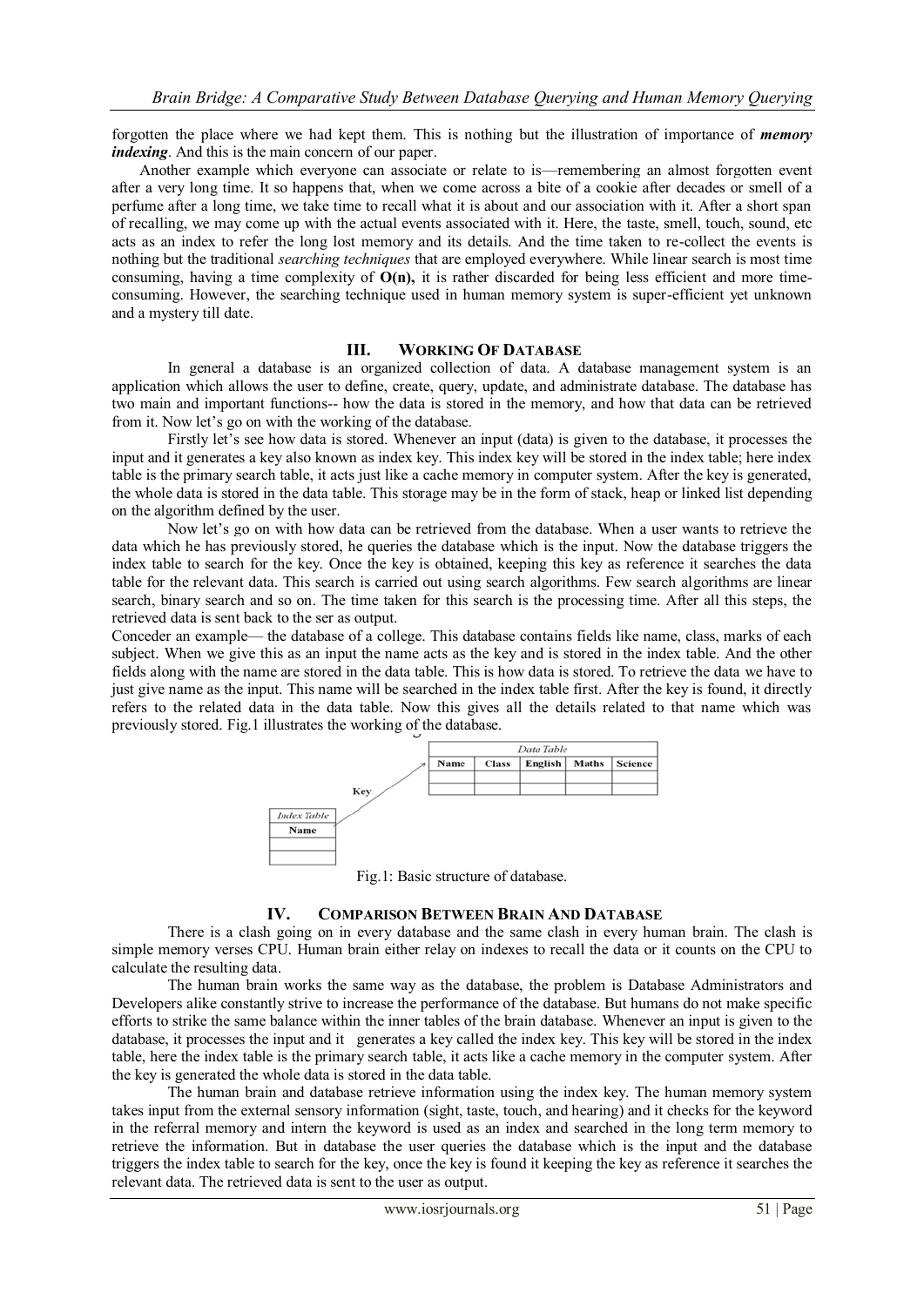forgotten the place where we had kept them. This is nothing but the illustration of importance of ***memory indexing***. And this is the main concern of our paper.

Another example which everyone can associate or relate to is—remembering an almost forgotten event after a very long time. It so happens that, when we come across a bite of a cookie after decades or smell of a perfume after a long time, we take time to recall what it is about and our association with it. After a short span of recalling, we may come up with the actual events associated with it. Here, the taste, smell, touch, sound, etc acts as an index to refer the long lost memory and its details. And the time taken to re-collect the events is nothing but the traditional *searching techniques* that are employed everywhere. While linear search is most time consuming, having a time complexity of **O(n),** it is rather discarded for being less efficient and more time-consuming. However, the searching technique used in human memory system is super-efficient yet unknown and a mystery till date.

## III. WORKING OF DATABASE

In general a database is an organized collection of data. A database management system is an application which allows the user to define, create, query, update, and administrate database. The database has two main and important functions-- how the data is stored in the memory, and how that data can be retrieved from it. Now let's go on with the working of the database.

Firstly let's see how data is stored. Whenever an input (data) is given to the database, it processes the input and it generates a key also known as index key. This index key will be stored in the index table; here index table is the primary search table, it acts just like a cache memory in computer system. After the key is generated, the whole data is stored in the data table. This storage may be in the form of stack, heap or linked list depending on the algorithm defined by the user.

Now let's go on with how data can be retrieved from the database. When a user wants to retrieve the data which he has previously stored, he queries the database which is the input. Now the database triggers the index table to search for the key. Once the key is obtained, keeping this key as reference it searches the data table for the relevant data. This search is carried out using search algorithms. Few search algorithms are linear search, binary search and so on. The time taken for this search is the processing time. After all this steps, the retrieved data is sent back to the ser as output.

Conceder an example— the database of a college. This database contains fields like name, class, marks of each subject. When we give this as an input the name acts as the key and is stored in the index table. And the other fields along with the name are stored in the data table. This is how data is stored. To retrieve the data we have to just give name as the input. This name will be searched in the index table first. After the key is found, it directly refers to the related data in the data table. Now this gives all the details related to that name which was previously stored. Fig.1 illustrates the working of the database.

*Index Table*

| Name |
|---|
| |
| |

Key →

*Data Table*

| Name | Class | English | Maths | Science |
|---|---|---|---|---|
| | | | | |
| | | | | |

Fig.1: Basic structure of database.

## IV. COMPARISON BETWEEN BRAIN AND DATABASE

There is a clash going on in every database and the same clash in every human brain. The clash is simple memory verses CPU. Human brain either relay on indexes to recall the data or it counts on the CPU to calculate the resulting data.

The human brain works the same way as the database, the problem is Database Administrators and Developers alike constantly strive to increase the performance of the database. But humans do not make specific efforts to strike the same balance within the inner tables of the brain database. Whenever an input is given to the database, it processes the input and it generates a key called the index key. This key will be stored in the index table, here the index table is the primary search table, it acts like a cache memory in the computer system. After the key is generated the whole data is stored in the data table.

The human brain and database retrieve information using the index key. The human memory system takes input from the external sensory information (sight, taste, touch, and hearing) and it checks for the keyword in the referral memory and intern the keyword is used as an index and searched in the long term memory to retrieve the information. But in database the user queries the database which is the input and the database triggers the index table to search for the key, once the key is found it keeping the key as reference it searches the relevant data. The retrieved data is sent to the user as output.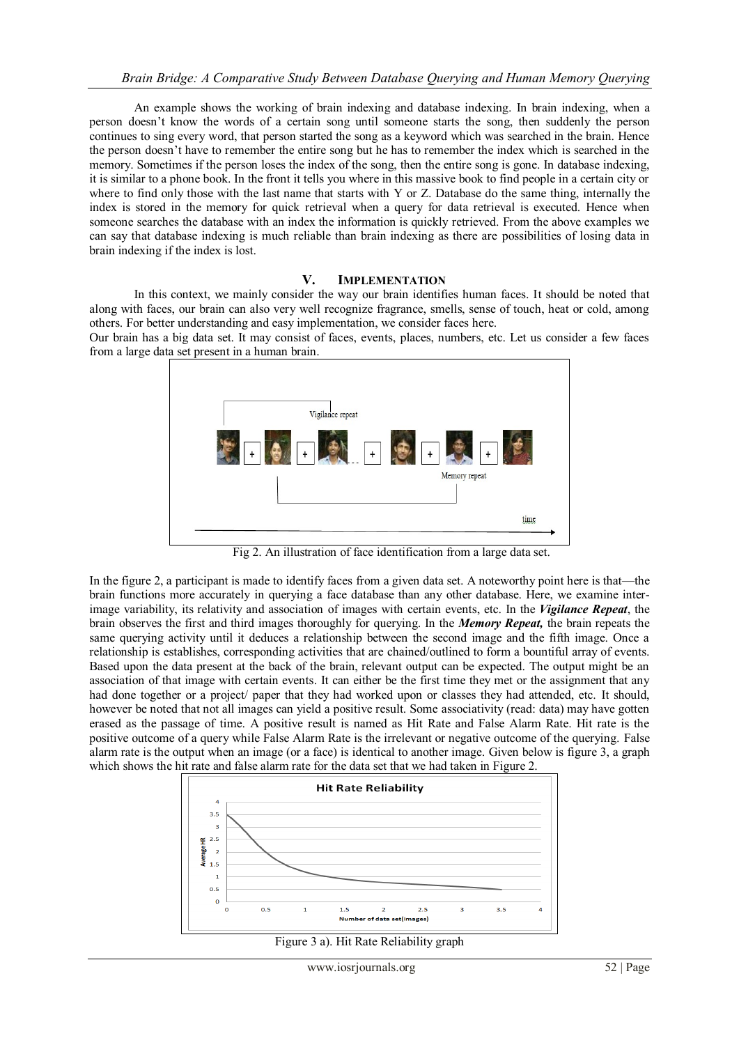An example shows the working of brain indexing and database indexing. In brain indexing, when a person doesn't know the words of a certain song until someone starts the song, then suddenly the person continues to sing every word, that person started the song as a keyword which was searched in the brain. Hence the person doesn't have to remember the entire song but he has to remember the index which is searched in the memory. Sometimes if the person loses the index of the song, then the entire song is gone. In database indexing, it is similar to a phone book. In the front it tells you where in this massive book to find people in a certain city or where to find only those with the last name that starts with Y or Z. Database do the same thing, internally the index is stored in the memory for quick retrieval when a query for data retrieval is executed. Hence when someone searches the database with an index the information is quickly retrieved. From the above examples we can say that database indexing is much reliable than brain indexing as there are possibilities of losing data in brain indexing if the index is lost.

## V. IMPLEMENTATION

In this context, we mainly consider the way our brain identifies human faces. It should be noted that along with faces, our brain can also very well recognize fragrance, smells, sense of touch, heat or cold, among others. For better understanding and easy implementation, we consider faces here.

Our brain has a big data set. It may consist of faces, events, places, numbers, etc. Let us consider a few faces from a large data set present in a human brain.

Fig 2. An illustration of face identification from a large data set.

In the figure 2, a participant is made to identify faces from a given data set. A noteworthy point here is that—the brain functions more accurately in querying a face database than any other database. Here, we examine inter-image variability, its relativity and association of images with certain events, etc. In the ***Vigilance Repeat***, the brain observes the first and third images thoroughly for querying. In the ***Memory Repeat,*** the brain repeats the same querying activity until it deduces a relationship between the second image and the fifth image. Once a relationship is establishes, corresponding activities that are chained/outlined to form a bountiful array of events. Based upon the data present at the back of the brain, relevant output can be expected. The output might be an association of that image with certain events. It can either be the first time they met or the assignment that any had done together or a project/ paper that they had worked upon or classes they had attended, etc. It should, however be noted that not all images can yield a positive result. Some associativity (read: data) may have gotten erased as the passage of time. A positive result is named as Hit Rate and False Alarm Rate. Hit rate is the positive outcome of a query while False Alarm Rate is the irrelevant or negative outcome of the querying. False alarm rate is the output when an image (or a face) is identical to another image. Given below is figure 3, a graph which shows the hit rate and false alarm rate for the data set that we had taken in Figure 2.

Figure 3 a). Hit Rate Reliability graph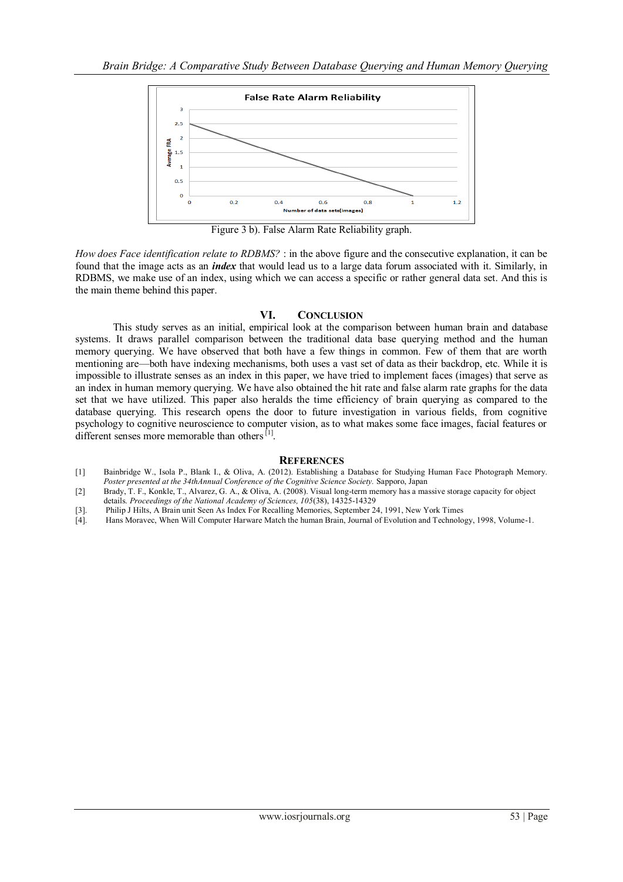False Rate Alarm Reliability

Average FRA

3
2.5
2
1.5
1
0.5
0

0 0.2 0.4 0.6 0.8 1 1.2

Number of data sets(images)

Figure 3 b). False Alarm Rate Reliability graph.

*How does Face identification relate to RDBMS?* : in the above figure and the consecutive explanation, it can be found that the image acts as an ***index*** that would lead us to a large data forum associated with it. Similarly, in RDBMS, we make use of an index, using which we can access a specific or rather general data set. And this is the main theme behind this paper.

## VI. Conclusion

This study serves as an initial, empirical look at the comparison between human brain and database systems. It draws parallel comparison between the traditional data base querying method and the human memory querying. We have observed that both have a few things in common. Few of them that are worth mentioning are—both have indexing mechanisms, both uses a vast set of data as their backdrop, etc. While it is impossible to illustrate senses as an index in this paper, we have tried to implement faces (images) that serve as an index in human memory querying. We have also obtained the hit rate and false alarm rate graphs for the data set that we have utilized. This paper also heralds the time efficiency of brain querying as compared to the database querying. This research opens the door to future investigation in various fields, from cognitive psychology to cognitive neuroscience to computer vision, as to what makes some face images, facial features or different senses more memorable than others [1].

## References

[1] Bainbridge W., Isola P., Blank I., & Oliva, A. (2012). Establishing a Database for Studying Human Face Photograph Memory. *Poster presented at the 34thAnnual Conference of the Cognitive Science Society.* Sapporo, Japan

[2] Brady, T. F., Konkle, T., Alvarez, G. A., & Oliva, A. (2008). Visual long-term memory has a massive storage capacity for object details. *Proceedings of the National Academy of Sciences, 105*(38), 14325-14329

[3]. Philip J Hilts, A Brain unit Seen As Index For Recalling Memories, September 24, 1991, New York Times

[4]. Hans Moravec, When Will Computer Harware Match the human Brain, Journal of Evolution and Technology, 1998, Volume-1.